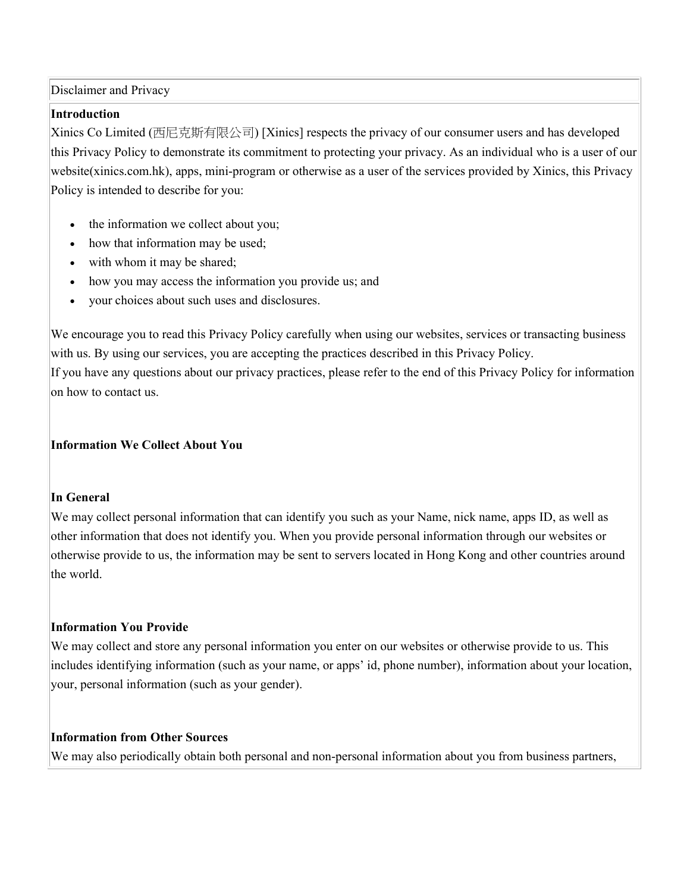Disclaimer and Privacy

**Introduction**

Xinics Co Limited (西尼克斯有限公司) [Xinics] respects the privacy of our consumer users and has developed this Privacy Policy to demonstrate its commitment to protecting your privacy. As an individual who is a user of our website(xinics.com.hk), apps, mini-program or otherwise as a user of the services provided by Xinics, this Privacy Policy is intended to describe for you:

- the information we collect about you;
- how that information may be used;
- with whom it may be shared;
- how you may access the information you provide us; and
- your choices about such uses and disclosures.

We encourage you to read this Privacy Policy carefully when using our websites, services or transacting business with us. By using our services, you are accepting the practices described in this Privacy Policy.
If you have any questions about our privacy practices, please refer to the end of this Privacy Policy for information on how to contact us.

**Information We Collect About You**

**In General**

We may collect personal information that can identify you such as your Name, nick name, apps ID, as well as other information that does not identify you. When you provide personal information through our websites or otherwise provide to us, the information may be sent to servers located in Hong Kong and other countries around the world.

**Information You Provide**

We may collect and store any personal information you enter on our websites or otherwise provide to us. This includes identifying information (such as your name, or apps' id, phone number), information about your location, your, personal information (such as your gender).

**Information from Other Sources**

We may also periodically obtain both personal and non-personal information about you from business partners,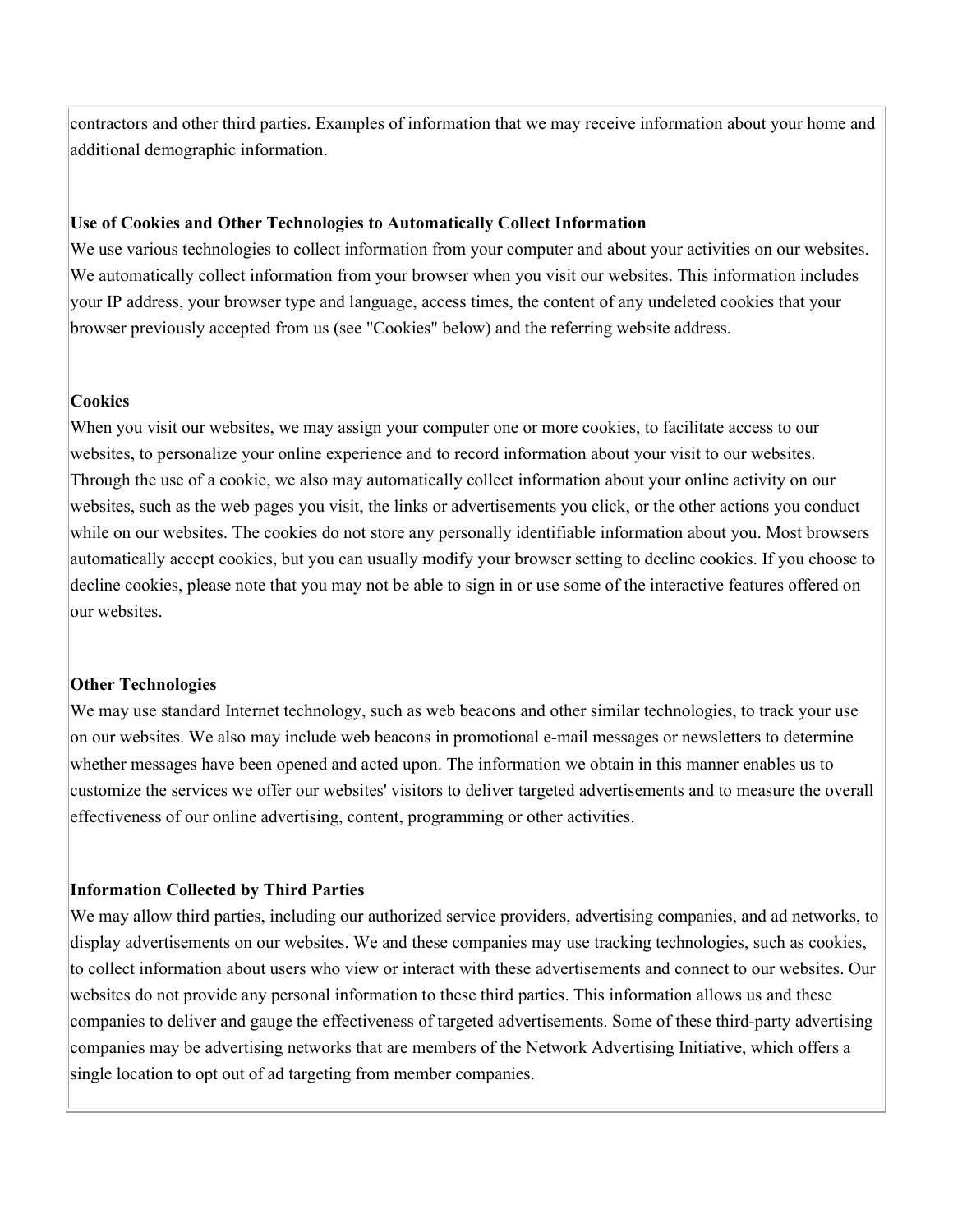contractors and other third parties. Examples of information that we may receive information about your home and additional demographic information.

**Use of Cookies and Other Technologies to Automatically Collect Information**

We use various technologies to collect information from your computer and about your activities on our websites. We automatically collect information from your browser when you visit our websites. This information includes your IP address, your browser type and language, access times, the content of any undeleted cookies that your browser previously accepted from us (see "Cookies" below) and the referring website address.

**Cookies**

When you visit our websites, we may assign your computer one or more cookies, to facilitate access to our websites, to personalize your online experience and to record information about your visit to our websites. Through the use of a cookie, we also may automatically collect information about your online activity on our websites, such as the web pages you visit, the links or advertisements you click, or the other actions you conduct while on our websites. The cookies do not store any personally identifiable information about you. Most browsers automatically accept cookies, but you can usually modify your browser setting to decline cookies. If you choose to decline cookies, please note that you may not be able to sign in or use some of the interactive features offered on our websites.

**Other Technologies**

We may use standard Internet technology, such as web beacons and other similar technologies, to track your use on our websites. We also may include web beacons in promotional e-mail messages or newsletters to determine whether messages have been opened and acted upon. The information we obtain in this manner enables us to customize the services we offer our websites' visitors to deliver targeted advertisements and to measure the overall effectiveness of our online advertising, content, programming or other activities.

**Information Collected by Third Parties**

We may allow third parties, including our authorized service providers, advertising companies, and ad networks, to display advertisements on our websites. We and these companies may use tracking technologies, such as cookies, to collect information about users who view or interact with these advertisements and connect to our websites. Our websites do not provide any personal information to these third parties. This information allows us and these companies to deliver and gauge the effectiveness of targeted advertisements. Some of these third-party advertising companies may be advertising networks that are members of the Network Advertising Initiative, which offers a single location to opt out of ad targeting from member companies.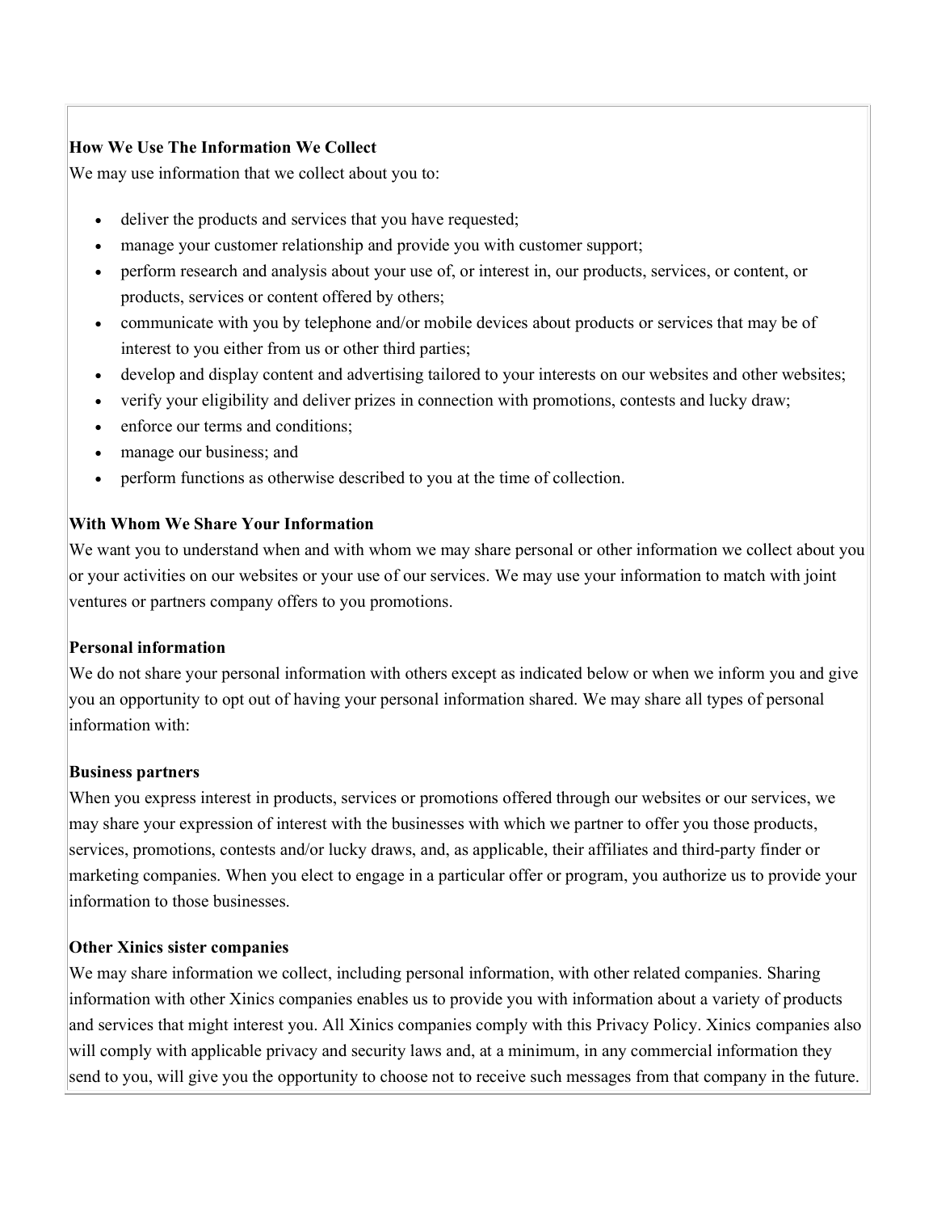**How We Use The Information We Collect**

We may use information that we collect about you to:

- deliver the products and services that you have requested;
- manage your customer relationship and provide you with customer support;
- perform research and analysis about your use of, or interest in, our products, services, or content, or products, services or content offered by others;
- communicate with you by telephone and/or mobile devices about products or services that may be of interest to you either from us or other third parties;
- develop and display content and advertising tailored to your interests on our websites and other websites;
- verify your eligibility and deliver prizes in connection with promotions, contests and lucky draw;
- enforce our terms and conditions;
- manage our business; and
- perform functions as otherwise described to you at the time of collection.

**With Whom We Share Your Information**

We want you to understand when and with whom we may share personal or other information we collect about you or your activities on our websites or your use of our services. We may use your information to match with joint ventures or partners company offers to you promotions.

**Personal information**

We do not share your personal information with others except as indicated below or when we inform you and give you an opportunity to opt out of having your personal information shared. We may share all types of personal information with:

**Business partners**

When you express interest in products, services or promotions offered through our websites or our services, we may share your expression of interest with the businesses with which we partner to offer you those products, services, promotions, contests and/or lucky draws, and, as applicable, their affiliates and third-party finder or marketing companies. When you elect to engage in a particular offer or program, you authorize us to provide your information to those businesses.

**Other Xinics sister companies**

We may share information we collect, including personal information, with other related companies. Sharing information with other Xinics companies enables us to provide you with information about a variety of products and services that might interest you. All Xinics companies comply with this Privacy Policy. Xinics companies also will comply with applicable privacy and security laws and, at a minimum, in any commercial information they send to you, will give you the opportunity to choose not to receive such messages from that company in the future.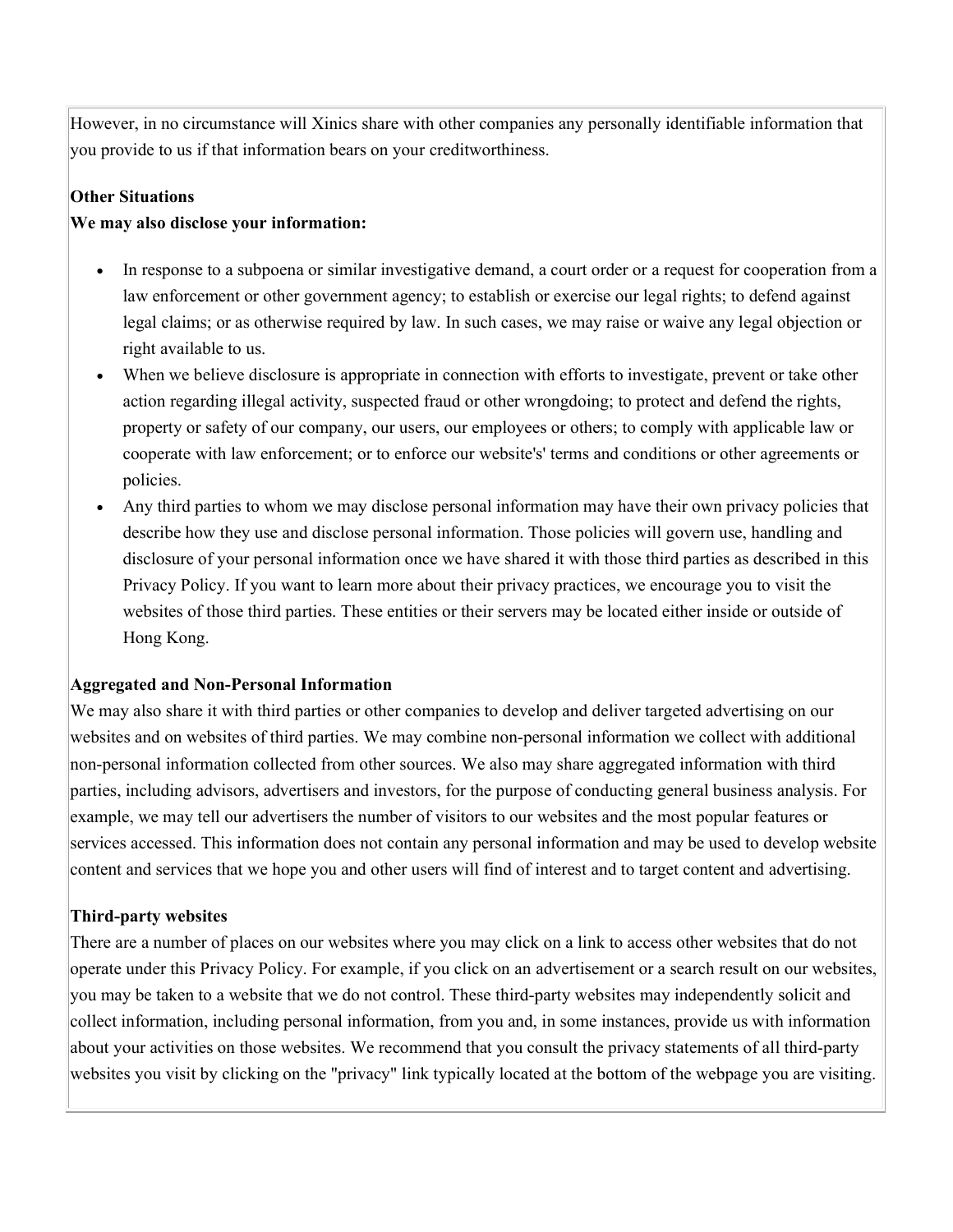However, in no circumstance will Xinics share with other companies any personally identifiable information that you provide to us if that information bears on your creditworthiness.

**Other Situations**
**We may also disclose your information:**

- In response to a subpoena or similar investigative demand, a court order or a request for cooperation from a law enforcement or other government agency; to establish or exercise our legal rights; to defend against legal claims; or as otherwise required by law. In such cases, we may raise or waive any legal objection or right available to us.
- When we believe disclosure is appropriate in connection with efforts to investigate, prevent or take other action regarding illegal activity, suspected fraud or other wrongdoing; to protect and defend the rights, property or safety of our company, our users, our employees or others; to comply with applicable law or cooperate with law enforcement; or to enforce our website's' terms and conditions or other agreements or policies.
- Any third parties to whom we may disclose personal information may have their own privacy policies that describe how they use and disclose personal information. Those policies will govern use, handling and disclosure of your personal information once we have shared it with those third parties as described in this Privacy Policy. If you want to learn more about their privacy practices, we encourage you to visit the websites of those third parties. These entities or their servers may be located either inside or outside of Hong Kong.

**Aggregated and Non-Personal Information**
We may also share it with third parties or other companies to develop and deliver targeted advertising on our websites and on websites of third parties. We may combine non-personal information we collect with additional non-personal information collected from other sources. We also may share aggregated information with third parties, including advisors, advertisers and investors, for the purpose of conducting general business analysis. For example, we may tell our advertisers the number of visitors to our websites and the most popular features or services accessed. This information does not contain any personal information and may be used to develop website content and services that we hope you and other users will find of interest and to target content and advertising.

**Third-party websites**
There are a number of places on our websites where you may click on a link to access other websites that do not operate under this Privacy Policy. For example, if you click on an advertisement or a search result on our websites, you may be taken to a website that we do not control. These third-party websites may independently solicit and collect information, including personal information, from you and, in some instances, provide us with information about your activities on those websites. We recommend that you consult the privacy statements of all third-party websites you visit by clicking on the "privacy" link typically located at the bottom of the webpage you are visiting.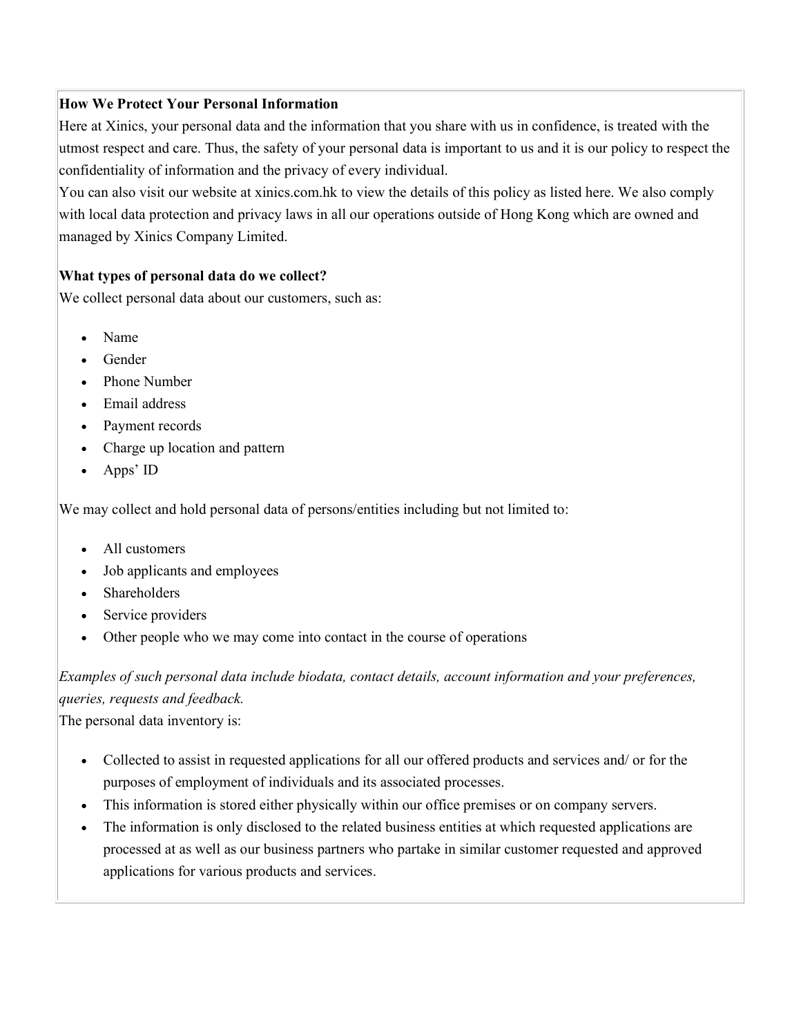**How We Protect Your Personal Information**

Here at Xinics, your personal data and the information that you share with us in confidence, is treated with the utmost respect and care. Thus, the safety of your personal data is important to us and it is our policy to respect the confidentiality of information and the privacy of every individual.

You can also visit our website at xinics.com.hk to view the details of this policy as listed here. We also comply with local data protection and privacy laws in all our operations outside of Hong Kong which are owned and managed by Xinics Company Limited.

**What types of personal data do we collect?**

We collect personal data about our customers, such as:

- Name
- Gender
- Phone Number
- Email address
- Payment records
- Charge up location and pattern
- Apps' ID

We may collect and hold personal data of persons/entities including but not limited to:

- All customers
- Job applicants and employees
- Shareholders
- Service providers
- Other people who we may come into contact in the course of operations

*Examples of such personal data include biodata, contact details, account information and your preferences, queries, requests and feedback.*

The personal data inventory is:

- Collected to assist in requested applications for all our offered products and services and/ or for the purposes of employment of individuals and its associated processes.
- This information is stored either physically within our office premises or on company servers.
- The information is only disclosed to the related business entities at which requested applications are processed at as well as our business partners who partake in similar customer requested and approved applications for various products and services.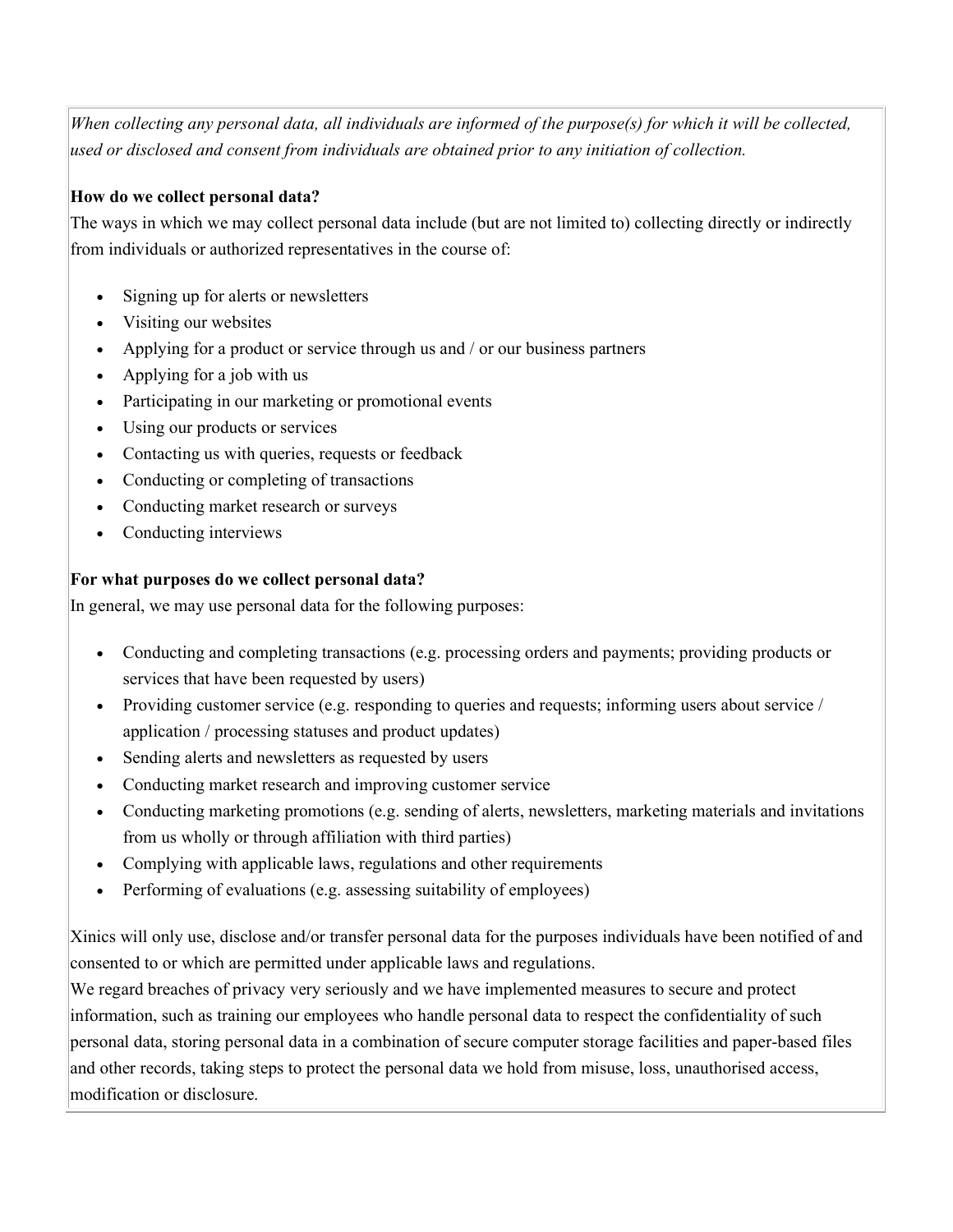*When collecting any personal data, all individuals are informed of the purpose(s) for which it will be collected, used or disclosed and consent from individuals are obtained prior to any initiation of collection.*

**How do we collect personal data?**

The ways in which we may collect personal data include (but are not limited to) collecting directly or indirectly from individuals or authorized representatives in the course of:

- Signing up for alerts or newsletters
- Visiting our websites
- Applying for a product or service through us and / or our business partners
- Applying for a job with us
- Participating in our marketing or promotional events
- Using our products or services
- Contacting us with queries, requests or feedback
- Conducting or completing of transactions
- Conducting market research or surveys
- Conducting interviews

**For what purposes do we collect personal data?**

In general, we may use personal data for the following purposes:

- Conducting and completing transactions (e.g. processing orders and payments; providing products or services that have been requested by users)
- Providing customer service (e.g. responding to queries and requests; informing users about service / application / processing statuses and product updates)
- Sending alerts and newsletters as requested by users
- Conducting market research and improving customer service
- Conducting marketing promotions (e.g. sending of alerts, newsletters, marketing materials and invitations from us wholly or through affiliation with third parties)
- Complying with applicable laws, regulations and other requirements
- Performing of evaluations (e.g. assessing suitability of employees)

Xinics will only use, disclose and/or transfer personal data for the purposes individuals have been notified of and consented to or which are permitted under applicable laws and regulations.

We regard breaches of privacy very seriously and we have implemented measures to secure and protect information, such as training our employees who handle personal data to respect the confidentiality of such personal data, storing personal data in a combination of secure computer storage facilities and paper-based files and other records, taking steps to protect the personal data we hold from misuse, loss, unauthorised access, modification or disclosure.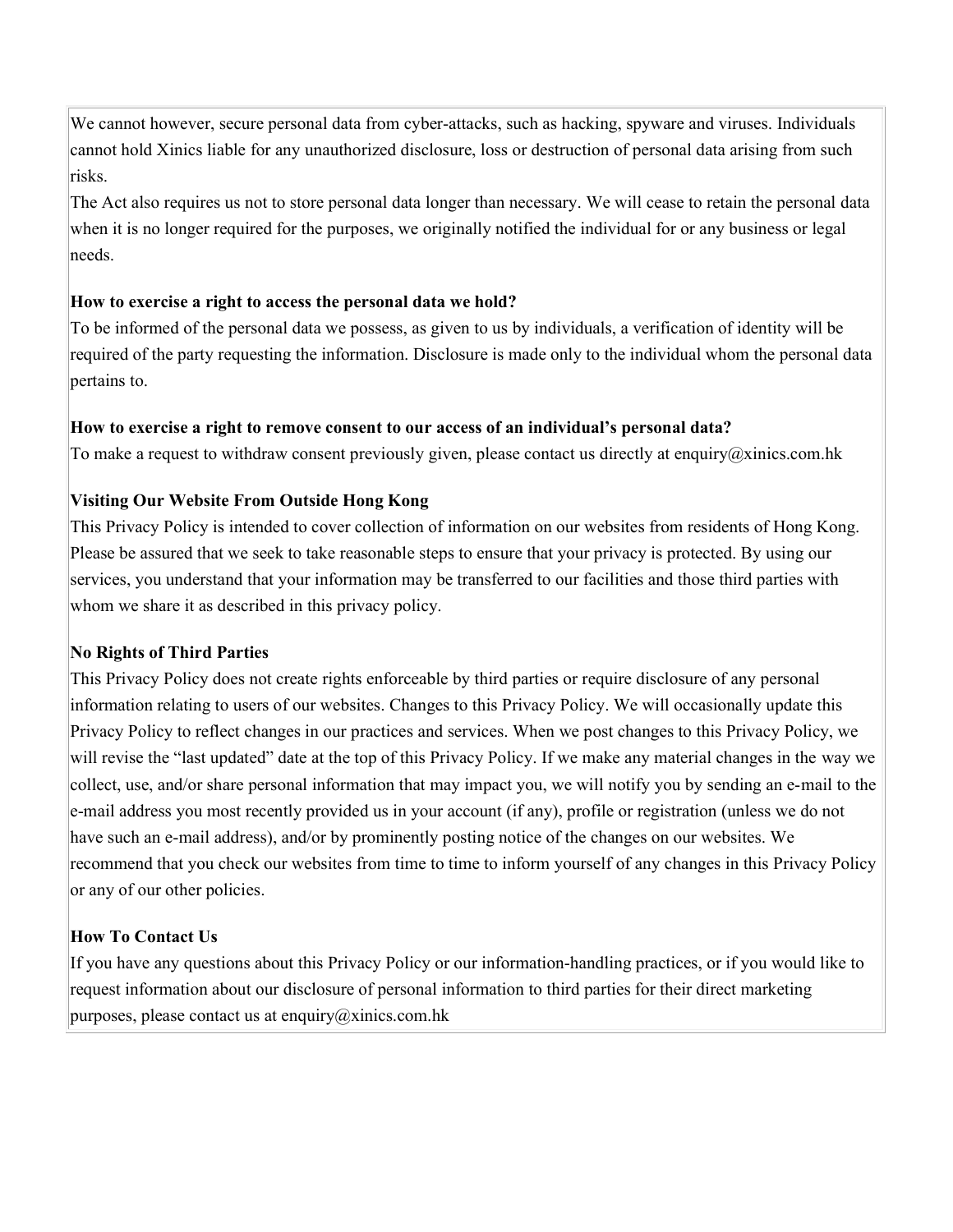We cannot however, secure personal data from cyber-attacks, such as hacking, spyware and viruses. Individuals cannot hold Xinics liable for any unauthorized disclosure, loss or destruction of personal data arising from such risks.

The Act also requires us not to store personal data longer than necessary. We will cease to retain the personal data when it is no longer required for the purposes, we originally notified the individual for or any business or legal needs.

**How to exercise a right to access the personal data we hold?**

To be informed of the personal data we possess, as given to us by individuals, a verification of identity will be required of the party requesting the information. Disclosure is made only to the individual whom the personal data pertains to.

**How to exercise a right to remove consent to our access of an individual's personal data?**

To make a request to withdraw consent previously given, please contact us directly at enquiry@xinics.com.hk

**Visiting Our Website From Outside Hong Kong**

This Privacy Policy is intended to cover collection of information on our websites from residents of Hong Kong. Please be assured that we seek to take reasonable steps to ensure that your privacy is protected. By using our services, you understand that your information may be transferred to our facilities and those third parties with whom we share it as described in this privacy policy.

**No Rights of Third Parties**

This Privacy Policy does not create rights enforceable by third parties or require disclosure of any personal information relating to users of our websites. Changes to this Privacy Policy. We will occasionally update this Privacy Policy to reflect changes in our practices and services. When we post changes to this Privacy Policy, we will revise the "last updated" date at the top of this Privacy Policy. If we make any material changes in the way we collect, use, and/or share personal information that may impact you, we will notify you by sending an e-mail to the e-mail address you most recently provided us in your account (if any), profile or registration (unless we do not have such an e-mail address), and/or by prominently posting notice of the changes on our websites. We recommend that you check our websites from time to time to inform yourself of any changes in this Privacy Policy or any of our other policies.

**How To Contact Us**

If you have any questions about this Privacy Policy or our information-handling practices, or if you would like to request information about our disclosure of personal information to third parties for their direct marketing purposes, please contact us at enquiry@xinics.com.hk